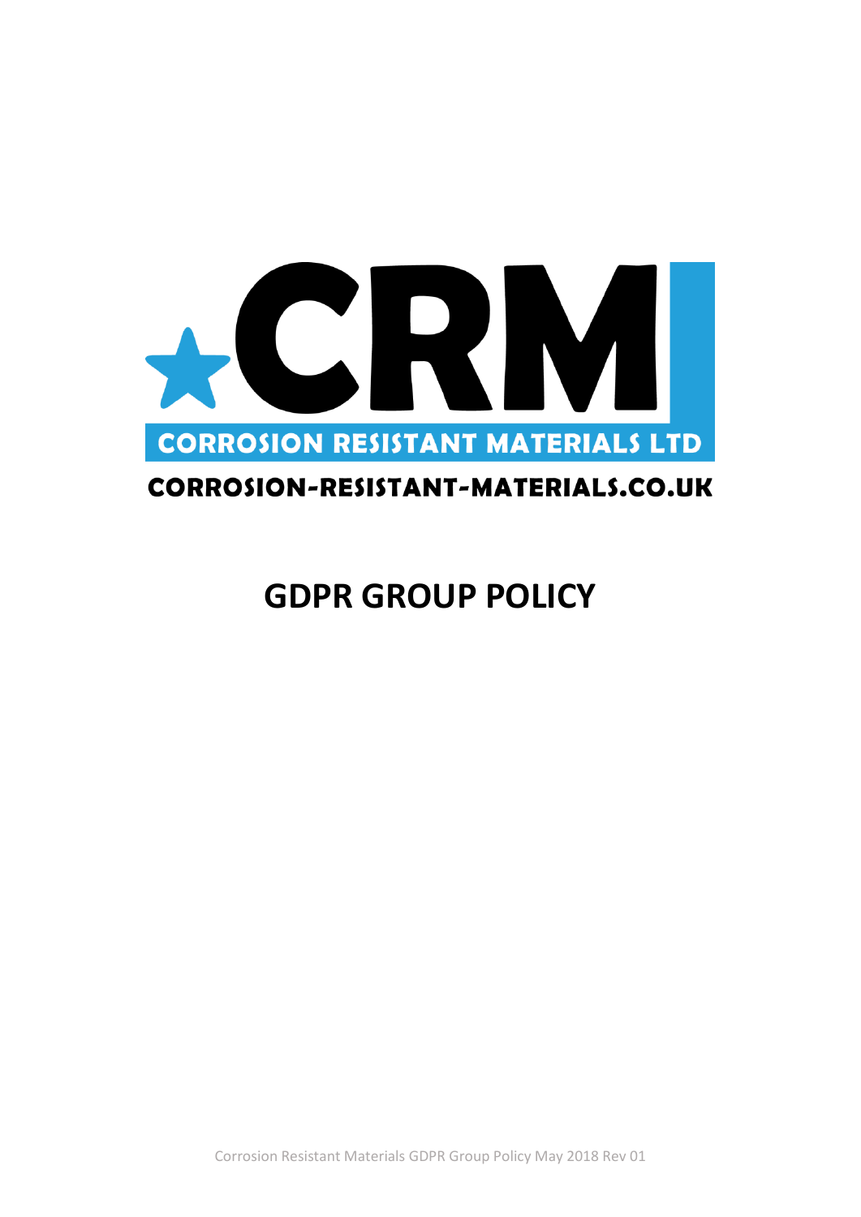CRM

CORROSION RESISTANT MATERIALS LTD

CORROSION-RESISTANT-MATERIALS.CO.UK

# GDPR GROUP POLICY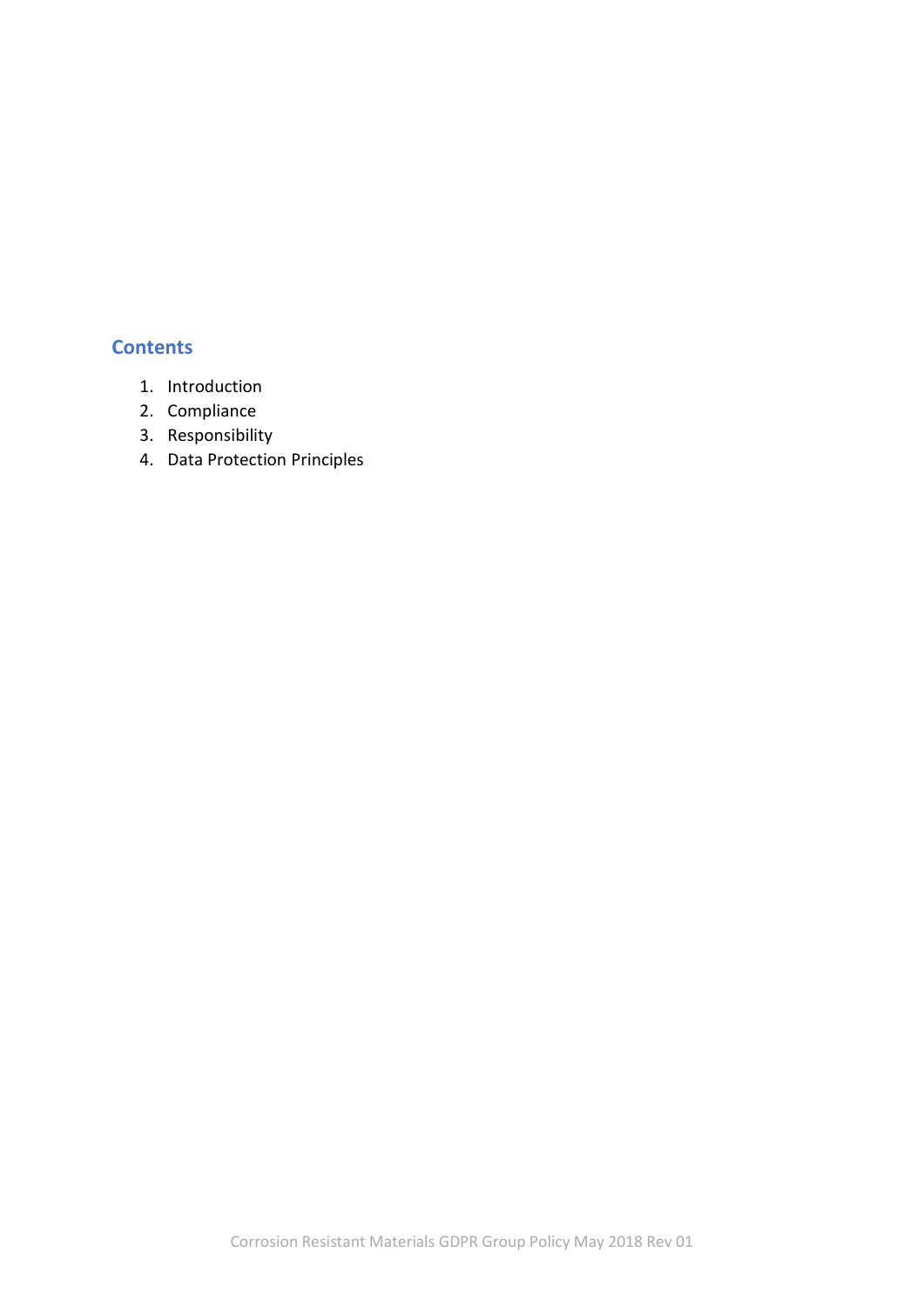## Contents

1. Introduction
2. Compliance
3. Responsibility
4. Data Protection Principles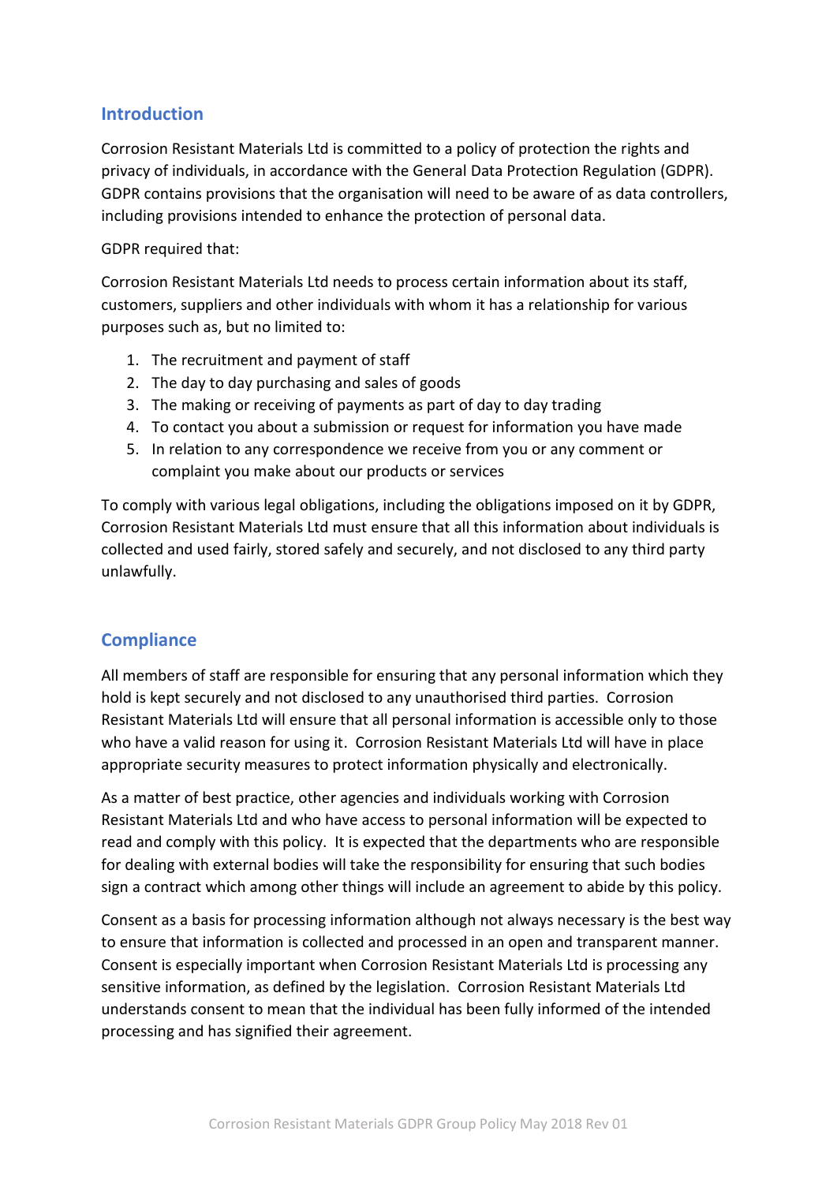## Introduction

Corrosion Resistant Materials Ltd is committed to a policy of protection the rights and privacy of individuals, in accordance with the General Data Protection Regulation (GDPR). GDPR contains provisions that the organisation will need to be aware of as data controllers, including provisions intended to enhance the protection of personal data.

GDPR required that:

Corrosion Resistant Materials Ltd needs to process certain information about its staff, customers, suppliers and other individuals with whom it has a relationship for various purposes such as, but no limited to:

1. The recruitment and payment of staff
2. The day to day purchasing and sales of goods
3. The making or receiving of payments as part of day to day trading
4. To contact you about a submission or request for information you have made
5. In relation to any correspondence we receive from you or any comment or complaint you make about our products or services

To comply with various legal obligations, including the obligations imposed on it by GDPR, Corrosion Resistant Materials Ltd must ensure that all this information about individuals is collected and used fairly, stored safely and securely, and not disclosed to any third party unlawfully.

## Compliance

All members of staff are responsible for ensuring that any personal information which they hold is kept securely and not disclosed to any unauthorised third parties. Corrosion Resistant Materials Ltd will ensure that all personal information is accessible only to those who have a valid reason for using it. Corrosion Resistant Materials Ltd will have in place appropriate security measures to protect information physically and electronically.

As a matter of best practice, other agencies and individuals working with Corrosion Resistant Materials Ltd and who have access to personal information will be expected to read and comply with this policy. It is expected that the departments who are responsible for dealing with external bodies will take the responsibility for ensuring that such bodies sign a contract which among other things will include an agreement to abide by this policy.

Consent as a basis for processing information although not always necessary is the best way to ensure that information is collected and processed in an open and transparent manner. Consent is especially important when Corrosion Resistant Materials Ltd is processing any sensitive information, as defined by the legislation. Corrosion Resistant Materials Ltd understands consent to mean that the individual has been fully informed of the intended processing and has signified their agreement.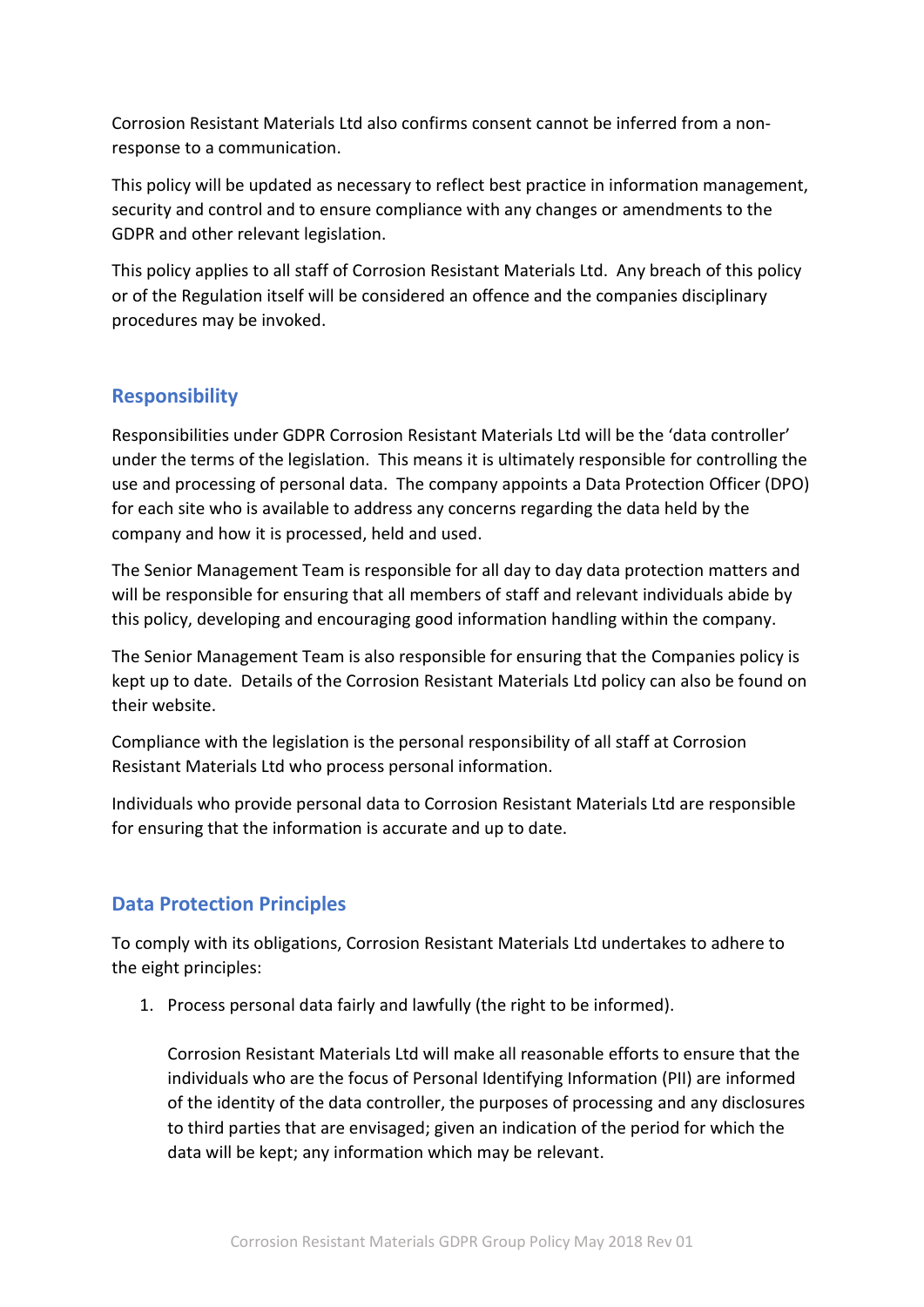Corrosion Resistant Materials Ltd also confirms consent cannot be inferred from a non-response to a communication.

This policy will be updated as necessary to reflect best practice in information management, security and control and to ensure compliance with any changes or amendments to the GDPR and other relevant legislation.

This policy applies to all staff of Corrosion Resistant Materials Ltd. Any breach of this policy or of the Regulation itself will be considered an offence and the companies disciplinary procedures may be invoked.

## Responsibility

Responsibilities under GDPR Corrosion Resistant Materials Ltd will be the 'data controller' under the terms of the legislation. This means it is ultimately responsible for controlling the use and processing of personal data. The company appoints a Data Protection Officer (DPO) for each site who is available to address any concerns regarding the data held by the company and how it is processed, held and used.

The Senior Management Team is responsible for all day to day data protection matters and will be responsible for ensuring that all members of staff and relevant individuals abide by this policy, developing and encouraging good information handling within the company.

The Senior Management Team is also responsible for ensuring that the Companies policy is kept up to date. Details of the Corrosion Resistant Materials Ltd policy can also be found on their website.

Compliance with the legislation is the personal responsibility of all staff at Corrosion Resistant Materials Ltd who process personal information.

Individuals who provide personal data to Corrosion Resistant Materials Ltd are responsible for ensuring that the information is accurate and up to date.

## Data Protection Principles

To comply with its obligations, Corrosion Resistant Materials Ltd undertakes to adhere to the eight principles:

1. Process personal data fairly and lawfully (the right to be informed).

   Corrosion Resistant Materials Ltd will make all reasonable efforts to ensure that the individuals who are the focus of Personal Identifying Information (PII) are informed of the identity of the data controller, the purposes of processing and any disclosures to third parties that are envisaged; given an indication of the period for which the data will be kept; any information which may be relevant.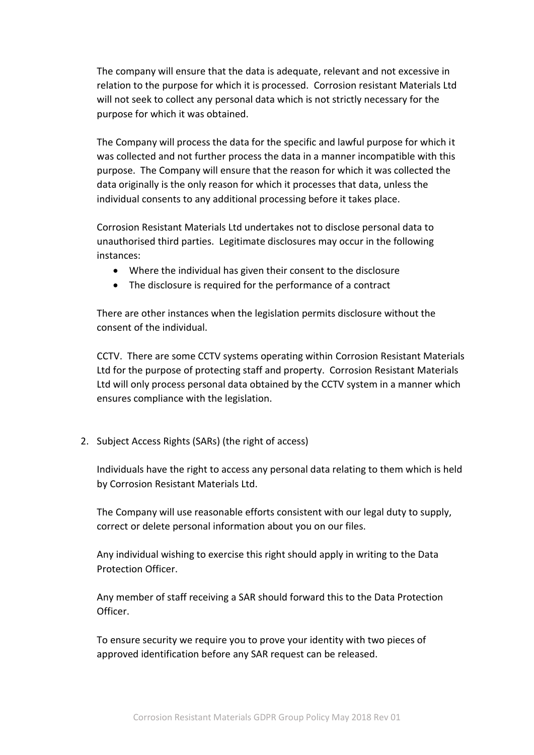The company will ensure that the data is adequate, relevant and not excessive in relation to the purpose for which it is processed. Corrosion resistant Materials Ltd will not seek to collect any personal data which is not strictly necessary for the purpose for which it was obtained.

The Company will process the data for the specific and lawful purpose for which it was collected and not further process the data in a manner incompatible with this purpose. The Company will ensure that the reason for which it was collected the data originally is the only reason for which it processes that data, unless the individual consents to any additional processing before it takes place.

Corrosion Resistant Materials Ltd undertakes not to disclose personal data to unauthorised third parties. Legitimate disclosures may occur in the following instances:

- Where the individual has given their consent to the disclosure
- The disclosure is required for the performance of a contract

There are other instances when the legislation permits disclosure without the consent of the individual.

CCTV. There are some CCTV systems operating within Corrosion Resistant Materials Ltd for the purpose of protecting staff and property. Corrosion Resistant Materials Ltd will only process personal data obtained by the CCTV system in a manner which ensures compliance with the legislation.

2. Subject Access Rights (SARs) (the right of access)

   Individuals have the right to access any personal data relating to them which is held by Corrosion Resistant Materials Ltd.

   The Company will use reasonable efforts consistent with our legal duty to supply, correct or delete personal information about you on our files.

   Any individual wishing to exercise this right should apply in writing to the Data Protection Officer.

   Any member of staff receiving a SAR should forward this to the Data Protection Officer.

   To ensure security we require you to prove your identity with two pieces of approved identification before any SAR request can be released.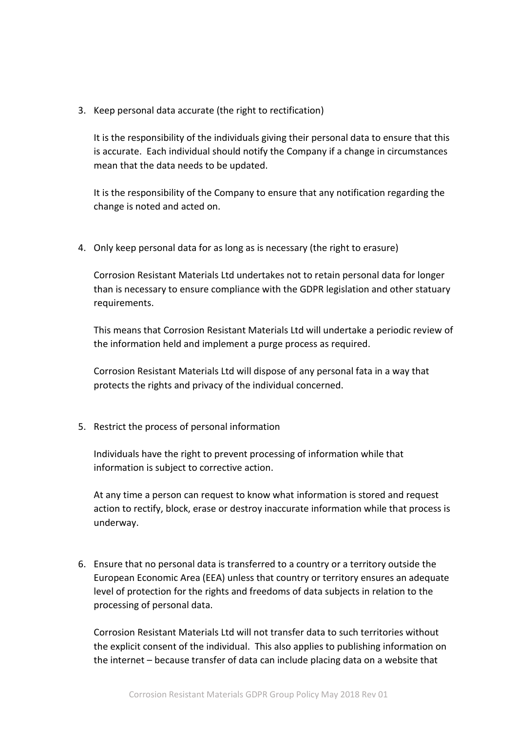3. Keep personal data accurate (the right to rectification)

   It is the responsibility of the individuals giving their personal data to ensure that this is accurate. Each individual should notify the Company if a change in circumstances mean that the data needs to be updated.

   It is the responsibility of the Company to ensure that any notification regarding the change is noted and acted on.

4. Only keep personal data for as long as is necessary (the right to erasure)

   Corrosion Resistant Materials Ltd undertakes not to retain personal data for longer than is necessary to ensure compliance with the GDPR legislation and other statuary requirements.

   This means that Corrosion Resistant Materials Ltd will undertake a periodic review of the information held and implement a purge process as required.

   Corrosion Resistant Materials Ltd will dispose of any personal fata in a way that protects the rights and privacy of the individual concerned.

5. Restrict the process of personal information

   Individuals have the right to prevent processing of information while that information is subject to corrective action.

   At any time a person can request to know what information is stored and request action to rectify, block, erase or destroy inaccurate information while that process is underway.

6. Ensure that no personal data is transferred to a country or a territory outside the European Economic Area (EEA) unless that country or territory ensures an adequate level of protection for the rights and freedoms of data subjects in relation to the processing of personal data.

   Corrosion Resistant Materials Ltd will not transfer data to such territories without the explicit consent of the individual. This also applies to publishing information on the internet – because transfer of data can include placing data on a website that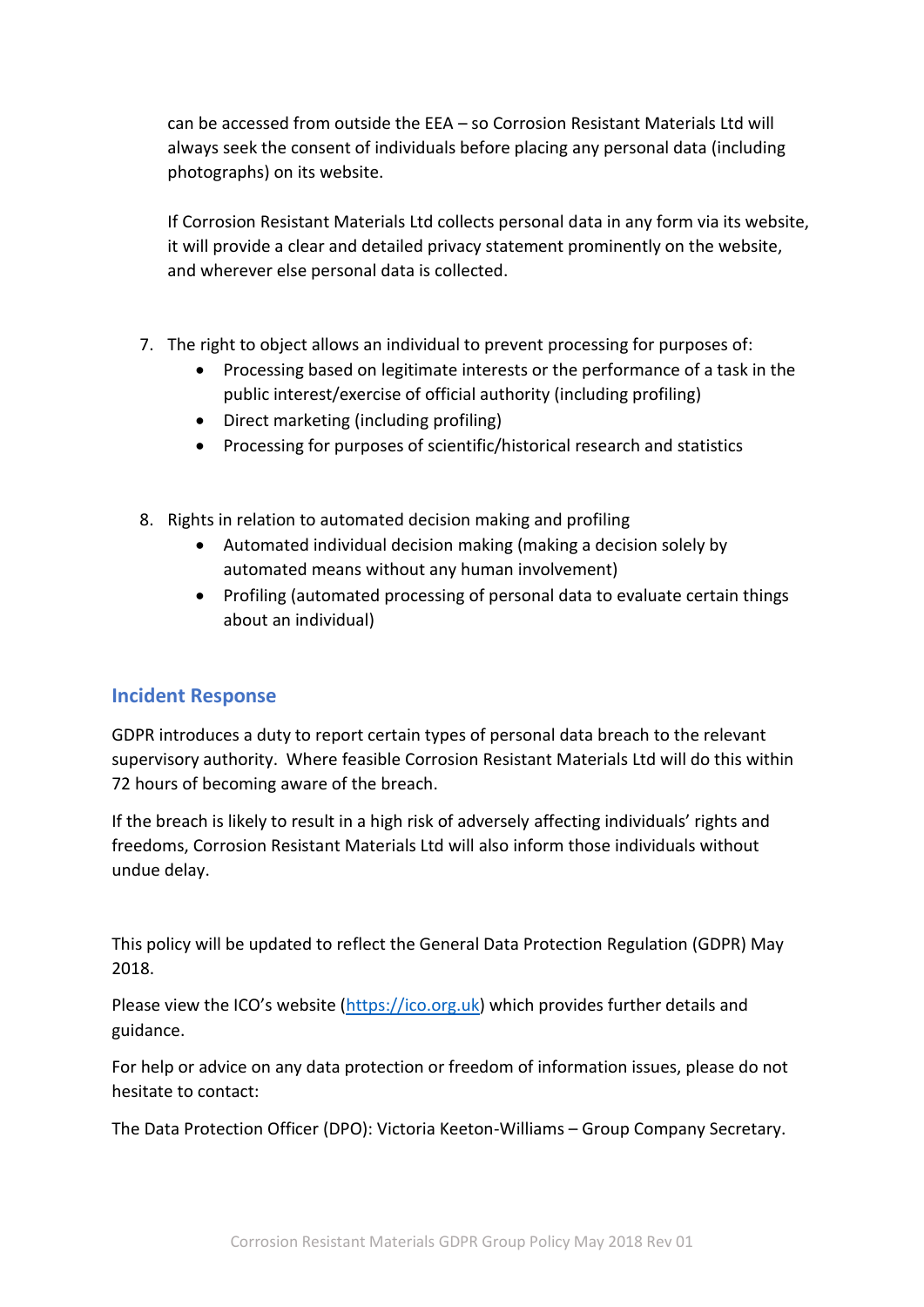can be accessed from outside the EEA – so Corrosion Resistant Materials Ltd will always seek the consent of individuals before placing any personal data (including photographs) on its website.

If Corrosion Resistant Materials Ltd collects personal data in any form via its website, it will provide a clear and detailed privacy statement prominently on the website, and wherever else personal data is collected.

7. The right to object allows an individual to prevent processing for purposes of:
   - Processing based on legitimate interests or the performance of a task in the public interest/exercise of official authority (including profiling)
   - Direct marketing (including profiling)
   - Processing for purposes of scientific/historical research and statistics

8. Rights in relation to automated decision making and profiling
   - Automated individual decision making (making a decision solely by automated means without any human involvement)
   - Profiling (automated processing of personal data to evaluate certain things about an individual)

## Incident Response

GDPR introduces a duty to report certain types of personal data breach to the relevant supervisory authority. Where feasible Corrosion Resistant Materials Ltd will do this within 72 hours of becoming aware of the breach.

If the breach is likely to result in a high risk of adversely affecting individuals' rights and freedoms, Corrosion Resistant Materials Ltd will also inform those individuals without undue delay.

This policy will be updated to reflect the General Data Protection Regulation (GDPR) May 2018.

Please view the ICO's website (https://ico.org.uk) which provides further details and guidance.

For help or advice on any data protection or freedom of information issues, please do not hesitate to contact:

The Data Protection Officer (DPO): Victoria Keeton-Williams – Group Company Secretary.